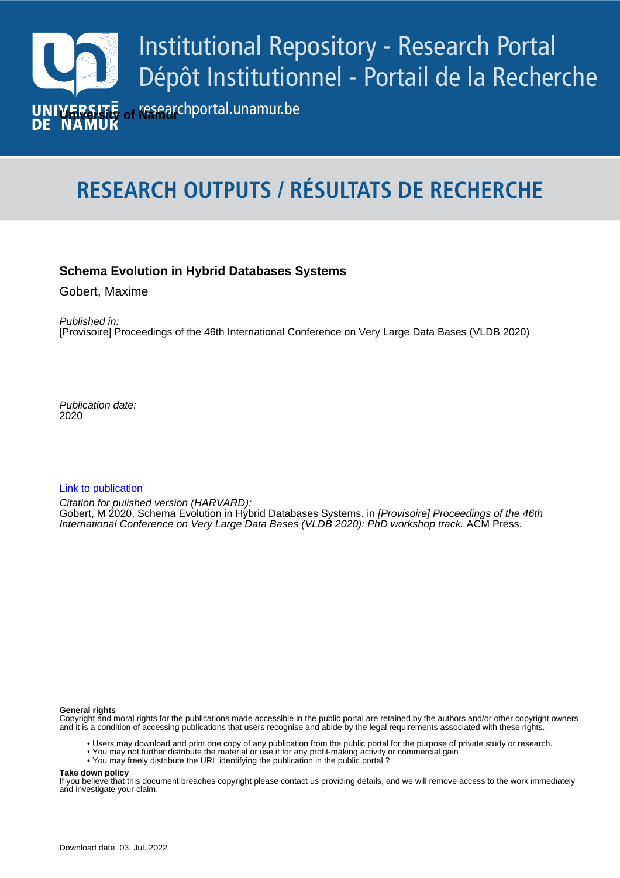# Institutional Repository - Research Portal
# Dépôt Institutionnel - Portail de la Recherche

researchportal.unamur.be

**University of Namur**

## RESEARCH OUTPUTS / RÉSULTATS DE RECHERCHE

**Schema Evolution in Hybrid Databases Systems**

Gobert, Maxime

*Published in:*
[Provisoire] Proceedings of the 46th International Conference on Very Large Data Bases (VLDB 2020)

*Publication date:*
2020

Link to publication

*Citation for pulished version (HARVARD):*
Gobert, M 2020, Schema Evolution in Hybrid Databases Systems. in *[Provisoire] Proceedings of the 46th International Conference on Very Large Data Bases (VLDB 2020): PhD workshop track.* ACM Press.

**General rights**
Copyright and moral rights for the publications made accessible in the public portal are retained by the authors and/or other copyright owners and it is a condition of accessing publications that users recognise and abide by the legal requirements associated with these rights.

- Users may download and print one copy of any publication from the public portal for the purpose of private study or research.
- You may not further distribute the material or use it for any profit-making activity or commercial gain
- You may freely distribute the URL identifying the publication in the public portal ?

**Take down policy**
If you believe that this document breaches copyright please contact us providing details, and we will remove access to the work immediately and investigate your claim.

Download date: 03. Jul. 2022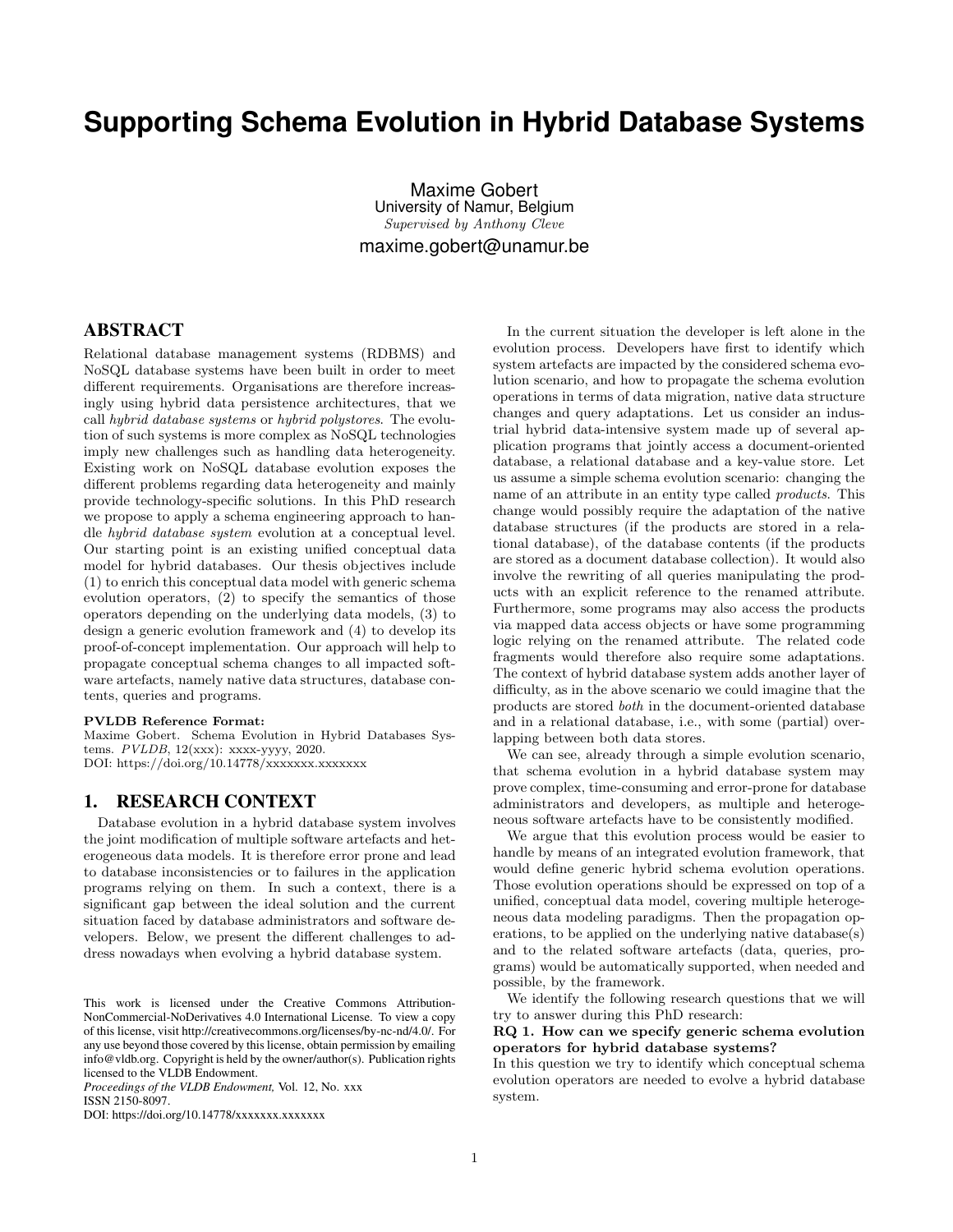# Supporting Schema Evolution in Hybrid Database Systems

Maxime Gobert
University of Namur, Belgium
*Supervised by Anthony Cleve*
maxime.gobert@unamur.be

## ABSTRACT

Relational database management systems (RDBMS) and NoSQL database systems have been built in order to meet different requirements. Organisations are therefore increasingly using hybrid data persistence architectures, that we call *hybrid database systems* or *hybrid polystores*. The evolution of such systems is more complex as NoSQL technologies imply new challenges such as handling data heterogeneity. Existing work on NoSQL database evolution exposes the different problems regarding data heterogeneity and mainly provide technology-specific solutions. In this PhD research we propose to apply a schema engineering approach to handle *hybrid database system* evolution at a conceptual level. Our starting point is an existing unified conceptual data model for hybrid databases. Our thesis objectives include (1) to enrich this conceptual data model with generic schema evolution operators, (2) to specify the semantics of those operators depending on the underlying data models, (3) to design a generic evolution framework and (4) to develop its proof-of-concept implementation. Our approach will help to propagate conceptual schema changes to all impacted software artefacts, namely native data structures, database contents, queries and programs.

**PVLDB Reference Format:**
Maxime Gobert. Schema Evolution in Hybrid Databases Systems. *PVLDB*, 12(xxx): xxxx-yyyy, 2020.
DOI: https://doi.org/10.14778/xxxxxxx.xxxxxxx

## 1. RESEARCH CONTEXT

Database evolution in a hybrid database system involves the joint modification of multiple software artefacts and heterogeneous data models. It is therefore error prone and lead to database inconsistencies or to failures in the application programs relying on them. In such a context, there is a significant gap between the ideal solution and the current situation faced by database administrators and software developers. Below, we present the different challenges to address nowadays when evolving a hybrid database system.

This work is licensed under the Creative Commons Attribution-NonCommercial-NoDerivatives 4.0 International License. To view a copy of this license, visit http://creativecommons.org/licenses/by-nc-nd/4.0/. For any use beyond those covered by this license, obtain permission by emailing info@vldb.org. Copyright is held by the owner/author(s). Publication rights licensed to the VLDB Endowment.
*Proceedings of the VLDB Endowment,* Vol. 12, No. xxx
ISSN 2150-8097.
DOI: https://doi.org/10.14778/xxxxxxx.xxxxxxx

In the current situation the developer is left alone in the evolution process. Developers have first to identify which system artefacts are impacted by the considered schema evolution scenario, and how to propagate the schema evolution operations in terms of data migration, native data structure changes and query adaptations. Let us consider an industrial hybrid data-intensive system made up of several application programs that jointly access a document-oriented database, a relational database and a key-value store. Let us assume a simple schema evolution scenario: changing the name of an attribute in an entity type called *products*. This change would possibly require the adaptation of the native database structures (if the products are stored in a relational database), of the database contents (if the products are stored as a document database collection). It would also involve the rewriting of all queries manipulating the products with an explicit reference to the renamed attribute. Furthermore, some programs may also access the products via mapped data access objects or have some programming logic relying on the renamed attribute. The related code fragments would therefore also require some adaptations. The context of hybrid database system adds another layer of difficulty, as in the above scenario we could imagine that the products are stored *both* in the document-oriented database and in a relational database, i.e., with some (partial) overlapping between both data stores.

We can see, already through a simple evolution scenario, that schema evolution in a hybrid database system may prove complex, time-consuming and error-prone for database administrators and developers, as multiple and heterogeneous software artefacts have to be consistently modified.

We argue that this evolution process would be easier to handle by means of an integrated evolution framework, that would define generic hybrid schema evolution operations. Those evolution operations should be expressed on top of a unified, conceptual data model, covering multiple heterogeneous data modeling paradigms. Then the propagation operations, to be applied on the underlying native database(s) and to the related software artefacts (data, queries, programs) would be automatically supported, when needed and possible, by the framework.

We identify the following research questions that we will try to answer during this PhD research:

**RQ 1. How can we specify generic schema evolution operators for hybrid database systems?**
In this question we try to identify which conceptual schema evolution operators are needed to evolve a hybrid database system.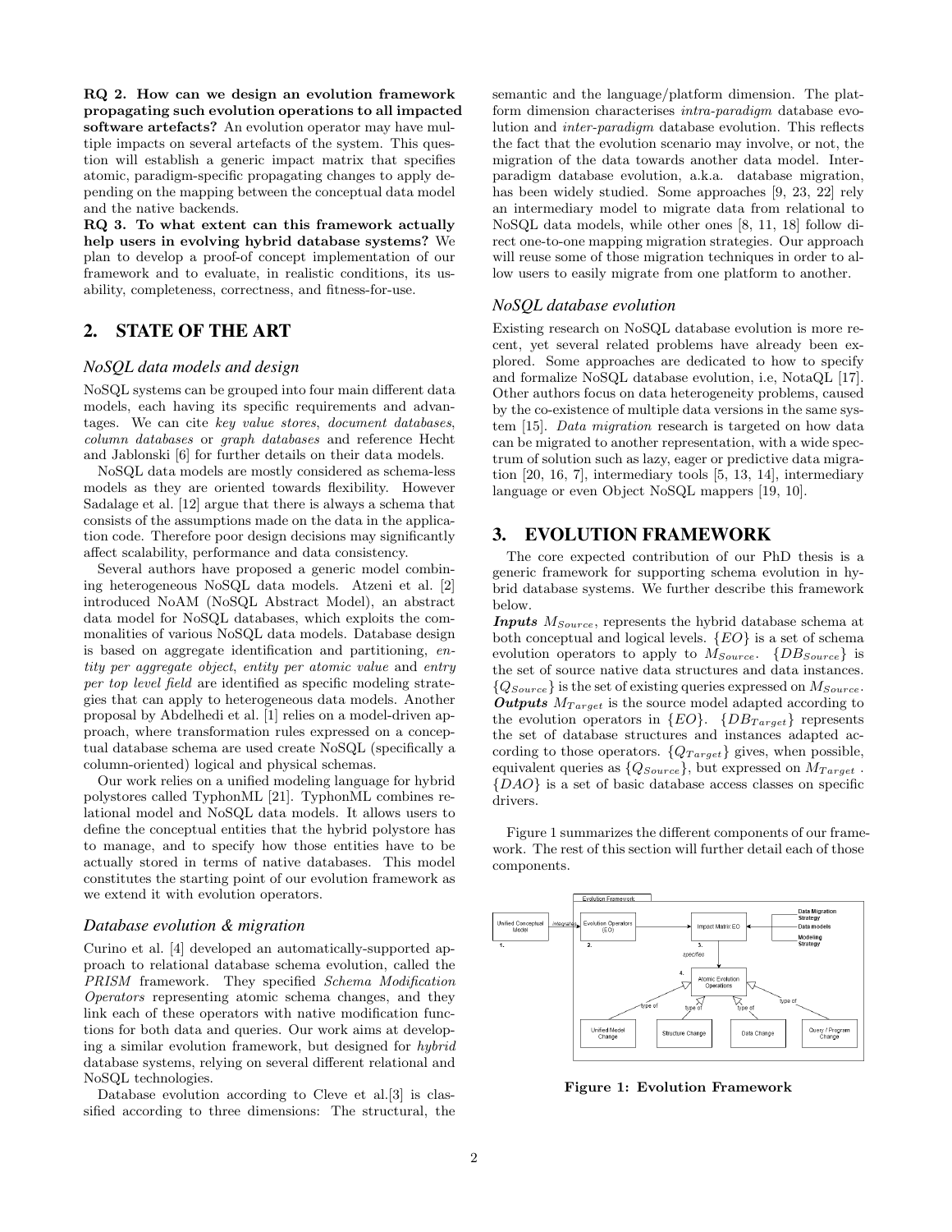**RQ 2. How can we design an evolution framework propagating such evolution operations to all impacted software artefacts?** An evolution operator may have multiple impacts on several artefacts of the system. This question will establish a generic impact matrix that specifies atomic, paradigm-specific propagating changes to apply depending on the mapping between the conceptual data model and the native backends.

**RQ 3. To what extent can this framework actually help users in evolving hybrid database systems?** We plan to develop a proof-of concept implementation of our framework and to evaluate, in realistic conditions, its usability, completeness, correctness, and fitness-for-use.

## 2. STATE OF THE ART

### *NoSQL data models and design*

NoSQL systems can be grouped into four main different data models, each having its specific requirements and advantages. We can cite *key value stores*, *document databases*, *column databases* or *graph databases* and reference Hecht and Jablonski [6] for further details on their data models.

NoSQL data models are mostly considered as schema-less models as they are oriented towards flexibility. However Sadalage et al. [12] argue that there is always a schema that consists of the assumptions made on the data in the application code. Therefore poor design decisions may significantly affect scalability, performance and data consistency.

Several authors have proposed a generic model combining heterogeneous NoSQL data models. Atzeni et al. [2] introduced NoAM (NoSQL Abstract Model), an abstract data model for NoSQL databases, which exploits the commonalities of various NoSQL data models. Database design is based on aggregate identification and partitioning, *entity per aggregate object*, *entity per atomic value* and *entry per top level field* are identified as specific modeling strategies that can apply to heterogeneous data models. Another proposal by Abdelhedi et al. [1] relies on a model-driven approach, where transformation rules expressed on a conceptual database schema are used create NoSQL (specifically a column-oriented) logical and physical schemas.

Our work relies on a unified modeling language for hybrid polystores called TyphonML [21]. TyphonML combines relational model and NoSQL data models. It allows users to define the conceptual entities that the hybrid polystore has to manage, and to specify how those entities have to be actually stored in terms of native databases. This model constitutes the starting point of our evolution framework as we extend it with evolution operators.

### *Database evolution & migration*

Curino et al. [4] developed an automatically-supported approach to relational database schema evolution, called the *PRISM* framework. They specified *Schema Modification Operators* representing atomic schema changes, and they link each of these operators with native modification functions for both data and queries. Our work aims at developing a similar evolution framework, but designed for *hybrid* database systems, relying on several different relational and NoSQL technologies.

Database evolution according to Cleve et al.[3] is classified according to three dimensions: The structural, the semantic and the language/platform dimension. The platform dimension characterises *intra-paradigm* database evolution and *inter-paradigm* database evolution. This reflects the fact that the evolution scenario may involve, or not, the migration of the data towards another data model. Inter-paradigm database evolution, a.k.a. database migration, has been widely studied. Some approaches [9, 23, 22] rely an intermediary model to migrate data from relational to NoSQL data models, while other ones [8, 11, 18] follow direct one-to-one mapping migration strategies. Our approach will reuse some of those migration techniques in order to allow users to easily migrate from one platform to another.

### *NoSQL database evolution*

Existing research on NoSQL database evolution is more recent, yet several related problems have already been explored. Some approaches are dedicated to how to specify and formalize NoSQL database evolution, i.e, NotaQL [17]. Other authors focus on data heterogeneity problems, caused by the co-existence of multiple data versions in the same system [15]. *Data migration* research is targeted on how data can be migrated to another representation, with a wide spectrum of solution such as lazy, eager or predictive data migration [20, 16, 7], intermediary tools [5, 13, 14], intermediary language or even Object NoSQL mappers [19, 10].

## 3. EVOLUTION FRAMEWORK

The core expected contribution of our PhD thesis is a generic framework for supporting schema evolution in hybrid database systems. We further describe this framework below.

***Inputs*** $M_{Source}$, represents the hybrid database schema at both conceptual and logical levels. $\{EO\}$ is a set of schema evolution operators to apply to $M_{Source}$. $\{DB_{Source}\}$ is the set of source native data structures and data instances. $\{Q_{Source}\}$ is the set of existing queries expressed on $M_{Source}$.

***Outputs*** $M_{Target}$ is the source model adapted according to the evolution operators in $\{EO\}$. $\{DB_{Target}\}$ represents the set of database structures and instances adapted according to those operators. $\{Q_{Target}\}$ gives, when possible, equivalent queries as $\{Q_{Source}\}$, but expressed on $M_{Target}$. $\{DAO\}$ is a set of basic database access classes on specific drivers.

Figure 1 summarizes the different components of our framework. The rest of this section will further detail each of those components.

**Figure 1: Evolution Framework**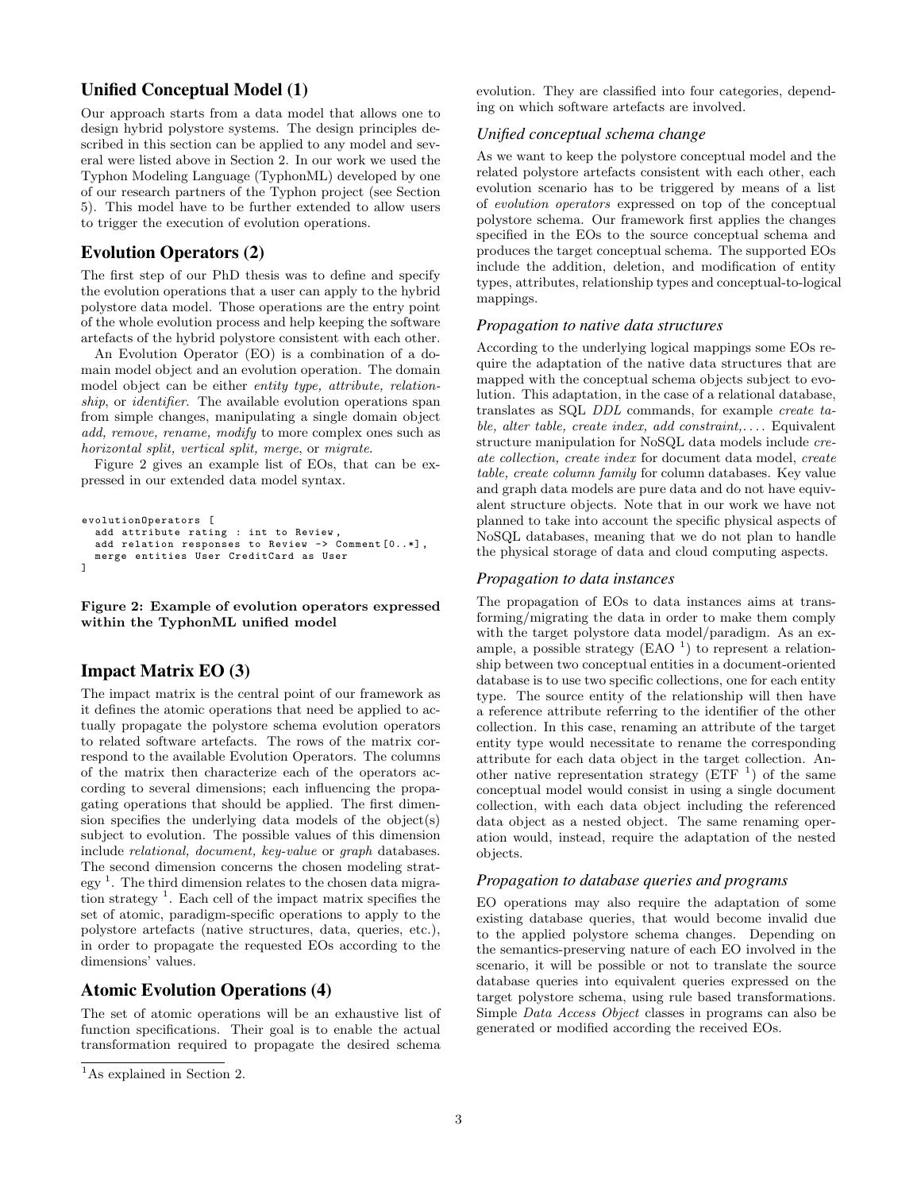## Unified Conceptual Model (1)

Our approach starts from a data model that allows one to design hybrid polystore systems. The design principles described in this section can be applied to any model and several were listed above in Section 2. In our work we used the Typhon Modeling Language (TyphonML) developed by one of our research partners of the Typhon project (see Section 5). This model have to be further extended to allow users to trigger the execution of evolution operations.

## Evolution Operators (2)

The first step of our PhD thesis was to define and specify the evolution operations that a user can apply to the hybrid polystore data model. Those operations are the entry point of the whole evolution process and help keeping the software artefacts of the hybrid polystore consistent with each other.

An Evolution Operator (EO) is a combination of a domain model object and an evolution operation. The domain model object can be either *entity type, attribute, relationship*, or *identifier*. The available evolution operations span from simple changes, manipulating a single domain object *add, remove, rename, modify* to more complex ones such as *horizontal split, vertical split, merge*, or *migrate*.

Figure 2 gives an example list of EOs, that can be expressed in our extended data model syntax.

```
evolutionOperators [
  add attribute rating : int to Review,
  add relation responses to Review -> Comment[0..*],
  merge entities User CreditCard as User
]
```

**Figure 2: Example of evolution operators expressed within the TyphonML unified model**

## Impact Matrix EO (3)

The impact matrix is the central point of our framework as it defines the atomic operations that need be applied to actually propagate the polystore schema evolution operators to related software artefacts. The rows of the matrix correspond to the available Evolution Operators. The columns of the matrix then characterize each of the operators according to several dimensions; each influencing the propagating operations that should be applied. The first dimension specifies the underlying data models of the object(s) subject to evolution. The possible values of this dimension include *relational, document, key-value* or *graph* databases. The second dimension concerns the chosen modeling strategy [1]. The third dimension relates to the chosen data migration strategy [1]. Each cell of the impact matrix specifies the set of atomic, paradigm-specific operations to apply to the polystore artefacts (native structures, data, queries, etc.), in order to propagate the requested EOs according to the dimensions' values.

## Atomic Evolution Operations (4)

The set of atomic operations will be an exhaustive list of function specifications. Their goal is to enable the actual transformation required to propagate the desired schema evolution. They are classified into four categories, depending on which software artefacts are involved.

### *Unified conceptual schema change*

As we want to keep the polystore conceptual model and the related polystore artefacts consistent with each other, each evolution scenario has to be triggered by means of a list of *evolution operators* expressed on top of the conceptual polystore schema. Our framework first applies the changes specified in the EOs to the source conceptual schema and produces the target conceptual schema. The supported EOs include the addition, deletion, and modification of entity types, attributes, relationship types and conceptual-to-logical mappings.

### *Propagation to native data structures*

According to the underlying logical mappings some EOs require the adaptation of the native data structures that are mapped with the conceptual schema objects subject to evolution. This adaptation, in the case of a relational database, translates as SQL *DDL* commands, for example *create table, alter table, create index, add constraint,...*. Equivalent structure manipulation for NoSQL data models include *create collection, create index* for document data model, *create table, create column family* for column databases. Key value and graph data models are pure data and do not have equivalent structure objects. Note that in our work we have not planned to take into account the specific physical aspects of NoSQL databases, meaning that we do not plan to handle the physical storage of data and cloud computing aspects.

### *Propagation to data instances*

The propagation of EOs to data instances aims at transforming/migrating the data in order to make them comply with the target polystore data model/paradigm. As an example, a possible strategy (EAO [1]) to represent a relationship between two conceptual entities in a document-oriented database is to use two specific collections, one for each entity type. The source entity of the relationship will then have a reference attribute referring to the identifier of the other collection. In this case, renaming an attribute of the target entity type would necessitate to rename the corresponding attribute for each data object in the target collection. Another native representation strategy (ETF [1]) of the same conceptual model would consist in using a single document collection, with each data object including the referenced data object as a nested object. The same renaming operation would, instead, require the adaptation of the nested objects.

### *Propagation to database queries and programs*

EO operations may also require the adaptation of some existing database queries, that would become invalid due to the applied polystore schema changes. Depending on the semantics-preserving nature of each EO involved in the scenario, it will be possible or not to translate the source database queries into equivalent queries expressed on the target polystore schema, using rule based transformations. Simple *Data Access Object* classes in programs can also be generated or modified according the received EOs.

---

[1] As explained in Section 2.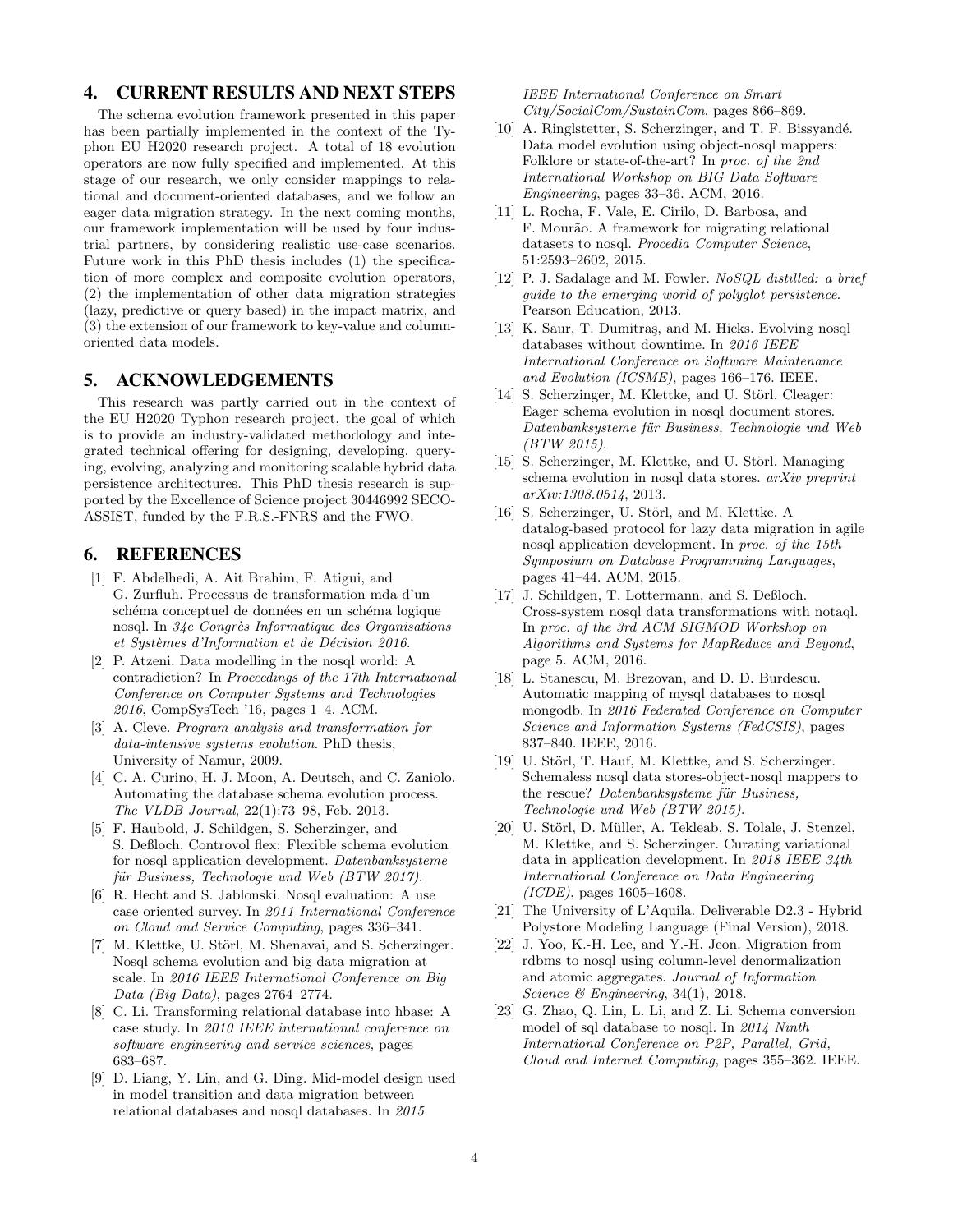## 4. CURRENT RESULTS AND NEXT STEPS

The schema evolution framework presented in this paper has been partially implemented in the context of the Typhon EU H2020 research project. A total of 18 evolution operators are now fully specified and implemented. At this stage of our research, we only consider mappings to relational and document-oriented databases, and we follow an eager data migration strategy. In the next coming months, our framework implementation will be used by four industrial partners, by considering realistic use-case scenarios. Future work in this PhD thesis includes (1) the specification of more complex and composite evolution operators, (2) the implementation of other data migration strategies (lazy, predictive or query based) in the impact matrix, and (3) the extension of our framework to key-value and column-oriented data models.

## 5. ACKNOWLEDGEMENTS

This research was partly carried out in the context of the EU H2020 Typhon research project, the goal of which is to provide an industry-validated methodology and integrated technical offering for designing, developing, querying, evolving, analyzing and monitoring scalable hybrid data persistence architectures. This PhD thesis research is supported by the Excellence of Science project 30446992 SECO-ASSIST, funded by the F.R.S.-FNRS and the FWO.

## 6. REFERENCES

[1] F. Abdelhedi, A. Ait Brahim, F. Atigui, and G. Zurfluh. Processus de transformation mda d'un schéma conceptuel de données en un schéma logique nosql. In *34e Congrès Informatique des Organisations et Systèmes d'Information et de Décision 2016*.

[2] P. Atzeni. Data modelling in the nosql world: A contradiction? In *Proceedings of the 17th International Conference on Computer Systems and Technologies 2016*, CompSysTech '16, pages 1–4. ACM.

[3] A. Cleve. *Program analysis and transformation for data-intensive systems evolution*. PhD thesis, University of Namur, 2009.

[4] C. A. Curino, H. J. Moon, A. Deutsch, and C. Zaniolo. Automating the database schema evolution process. *The VLDB Journal*, 22(1):73–98, Feb. 2013.

[5] F. Haubold, J. Schildgen, S. Scherzinger, and S. Deßloch. Controvol flex: Flexible schema evolution for nosql application development. *Datenbanksysteme für Business, Technologie und Web (BTW 2017)*.

[6] R. Hecht and S. Jablonski. Nosql evaluation: A use case oriented survey. In *2011 International Conference on Cloud and Service Computing*, pages 336–341.

[7] M. Klettke, U. Störl, M. Shenavai, and S. Scherzinger. Nosql schema evolution and big data migration at scale. In *2016 IEEE International Conference on Big Data (Big Data)*, pages 2764–2774.

[8] C. Li. Transforming relational database into hbase: A case study. In *2010 IEEE international conference on software engineering and service sciences*, pages 683–687.

[9] D. Liang, Y. Lin, and G. Ding. Mid-model design used in model transition and data migration between relational databases and nosql databases. In *2015 IEEE International Conference on Smart City/SocialCom/SustainCom*, pages 866–869.

[10] A. Ringlstetter, S. Scherzinger, and T. F. Bissyandé. Data model evolution using object-nosql mappers: Folklore or state-of-the-art? In *proc. of the 2nd International Workshop on BIG Data Software Engineering*, pages 33–36. ACM, 2016.

[11] L. Rocha, F. Vale, E. Cirilo, D. Barbosa, and F. Mourão. A framework for migrating relational datasets to nosql. *Procedia Computer Science*, 51:2593–2602, 2015.

[12] P. J. Sadalage and M. Fowler. *NoSQL distilled: a brief guide to the emerging world of polyglot persistence*. Pearson Education, 2013.

[13] K. Saur, T. Dumitraş, and M. Hicks. Evolving nosql databases without downtime. In *2016 IEEE International Conference on Software Maintenance and Evolution (ICSME)*, pages 166–176. IEEE.

[14] S. Scherzinger, M. Klettke, and U. Störl. Cleager: Eager schema evolution in nosql document stores. *Datenbanksysteme für Business, Technologie und Web (BTW 2015)*.

[15] S. Scherzinger, M. Klettke, and U. Störl. Managing schema evolution in nosql data stores. *arXiv preprint arXiv:1308.0514*, 2013.

[16] S. Scherzinger, U. Störl, and M. Klettke. A datalog-based protocol for lazy data migration in agile nosql application development. In *proc. of the 15th Symposium on Database Programming Languages*, pages 41–44. ACM, 2015.

[17] J. Schildgen, T. Lottermann, and S. Deßloch. Cross-system nosql data transformations with notaql. In *proc. of the 3rd ACM SIGMOD Workshop on Algorithms and Systems for MapReduce and Beyond*, page 5. ACM, 2016.

[18] L. Stanescu, M. Brezovan, and D. D. Burdescu. Automatic mapping of mysql databases to nosql mongodb. In *2016 Federated Conference on Computer Science and Information Systems (FedCSIS)*, pages 837–840. IEEE, 2016.

[19] U. Störl, T. Hauf, M. Klettke, and S. Scherzinger. Schemaless nosql data stores-object-nosql mappers to the rescue? *Datenbanksysteme für Business, Technologie und Web (BTW 2015)*.

[20] U. Störl, D. Müller, A. Tekleab, S. Tolale, J. Stenzel, M. Klettke, and S. Scherzinger. Curating variational data in application development. In *2018 IEEE 34th International Conference on Data Engineering (ICDE)*, pages 1605–1608.

[21] The University of L'Aquila. Deliverable D2.3 - Hybrid Polystore Modeling Language (Final Version), 2018.

[22] J. Yoo, K.-H. Lee, and Y.-H. Jeon. Migration from rdbms to nosql using column-level denormalization and atomic aggregates. *Journal of Information Science & Engineering*, 34(1), 2018.

[23] G. Zhao, Q. Lin, L. Li, and Z. Li. Schema conversion model of sql database to nosql. In *2014 Ninth International Conference on P2P, Parallel, Grid, Cloud and Internet Computing*, pages 355–362. IEEE.